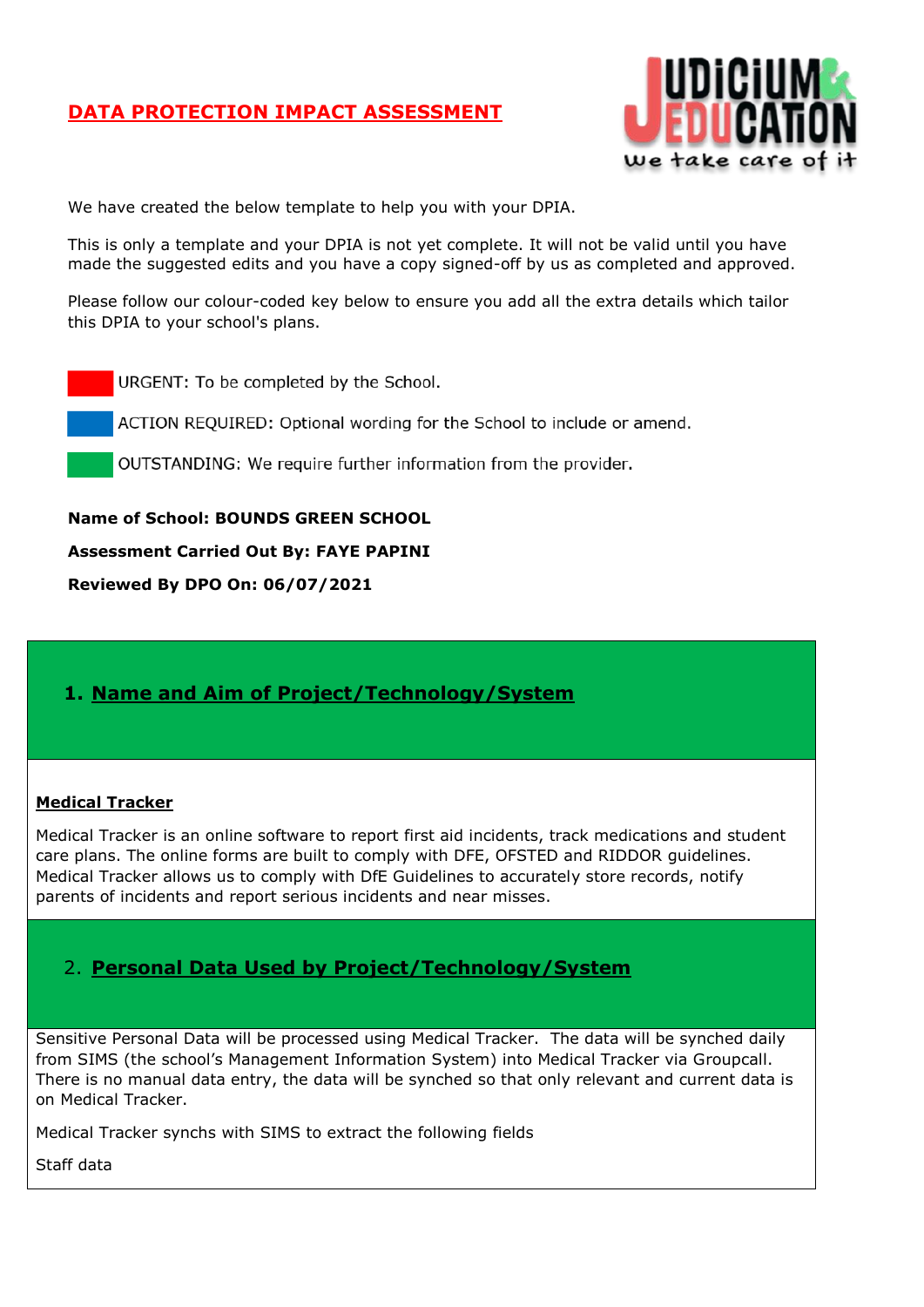# DATA PROTECTION IMPACT ASSESSMENT

We have created the below template to help you with your DPIA.

This is only a template and your DPIA is not yet complete. It will not be valid until you have made the suggested edits and you have a copy signed-off by us as completed and approved.

Please follow our colour-coded key below to ensure you add all the extra details which tailor this DPIA to your school's plans.

URGENT: To be completed by the School.

ACTION REQUIRED: Optional wording for the School to include or amend.

OUTSTANDING: We require further information from the provider.

**Name of School: BOUNDS GREEN SCHOOL**

**Assessment Carried Out By: FAYE PAPINI**

**Reviewed By DPO On: 06/07/2021**

## 1. Name and Aim of Project/Technology/System

**Medical Tracker**

Medical Tracker is an online software to report first aid incidents, track medications and student care plans. The online forms are built to comply with DFE, OFSTED and RIDDOR guidelines. Medical Tracker allows us to comply with DfE Guidelines to accurately store records, notify parents of incidents and report serious incidents and near misses.

## 2. Personal Data Used by Project/Technology/System

Sensitive Personal Data will be processed using Medical Tracker. The data will be synched daily from SIMS (the school's Management Information System) into Medical Tracker via Groupcall. There is no manual data entry, the data will be synched so that only relevant and current data is on Medical Tracker.

Medical Tracker synchs with SIMS to extract the following fields

Staff data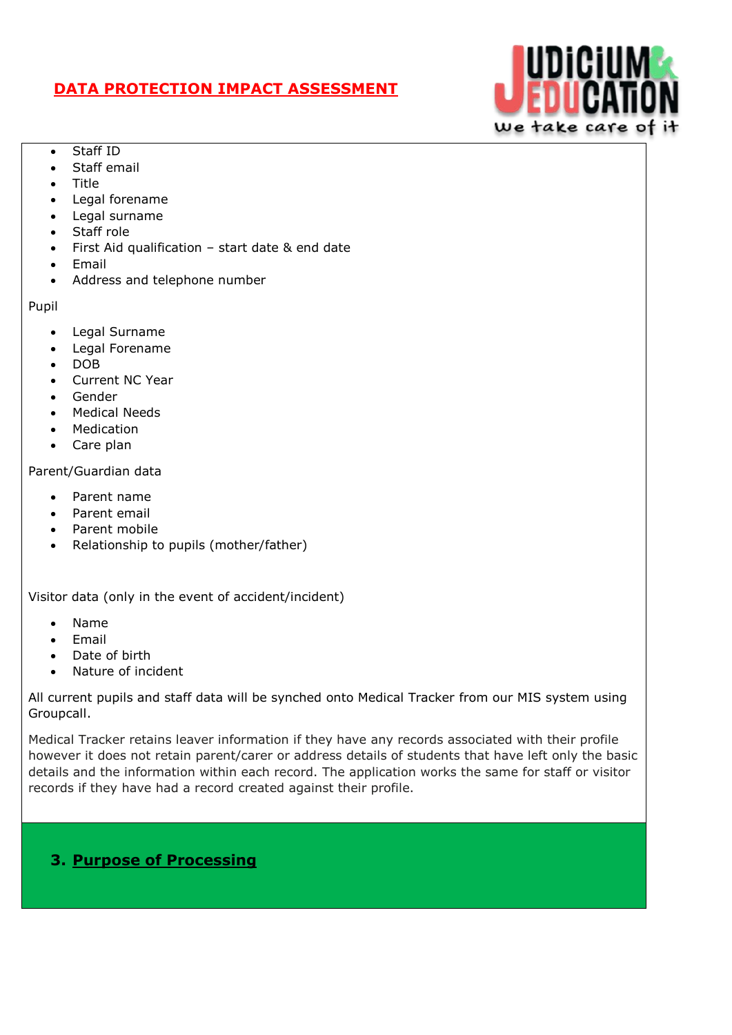- Staff ID
- Staff email
- Title
- Legal forename
- Legal surname
- Staff role
- First Aid qualification – start date & end date
- Email
- Address and telephone number

Pupil

- Legal Surname
- Legal Forename
- DOB
- Current NC Year
- Gender
- Medical Needs
- Medication
- Care plan

Parent/Guardian data

- Parent name
- Parent email
- Parent mobile
- Relationship to pupils (mother/father)

Visitor data (only in the event of accident/incident)

- Name
- Email
- Date of birth
- Nature of incident

All current pupils and staff data will be synched onto Medical Tracker from our MIS system using Groupcall.

Medical Tracker retains leaver information if they have any records associated with their profile however it does not retain parent/carer or address details of students that have left only the basic details and the information within each record. The application works the same for staff or visitor records if they have had a record created against their profile.

## 3. Purpose of Processing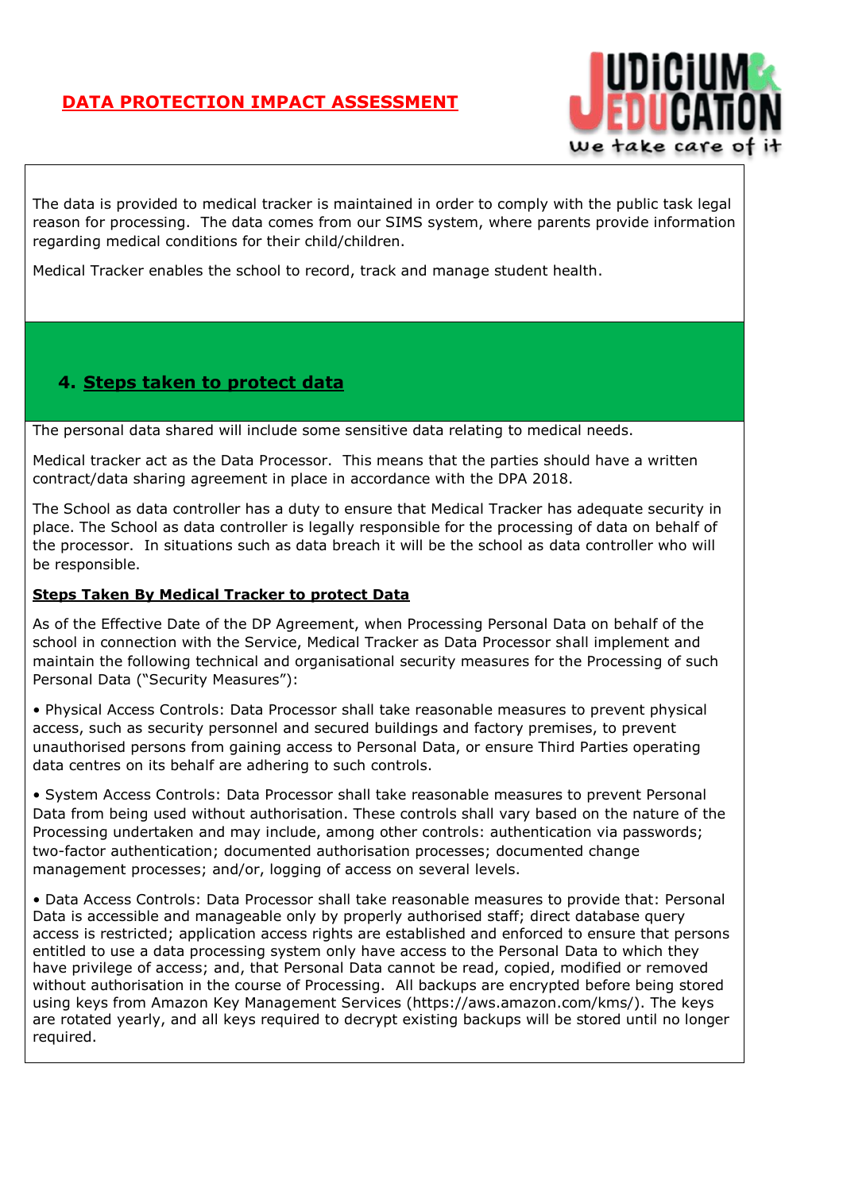The data is provided to medical tracker is maintained in order to comply with the public task legal reason for processing. The data comes from our SIMS system, where parents provide information regarding medical conditions for their child/children.

Medical Tracker enables the school to record, track and manage student health.

## 4. Steps taken to protect data

The personal data shared will include some sensitive data relating to medical needs.

Medical tracker act as the Data Processor. This means that the parties should have a written contract/data sharing agreement in place in accordance with the DPA 2018.

The School as data controller has a duty to ensure that Medical Tracker has adequate security in place. The School as data controller is legally responsible for the processing of data on behalf of the processor. In situations such as data breach it will be the school as data controller who will be responsible.

**Steps Taken By Medical Tracker to protect Data**

As of the Effective Date of the DP Agreement, when Processing Personal Data on behalf of the school in connection with the Service, Medical Tracker as Data Processor shall implement and maintain the following technical and organisational security measures for the Processing of such Personal Data ("Security Measures"):

- Physical Access Controls: Data Processor shall take reasonable measures to prevent physical access, such as security personnel and secured buildings and factory premises, to prevent unauthorised persons from gaining access to Personal Data, or ensure Third Parties operating data centres on its behalf are adhering to such controls.
- System Access Controls: Data Processor shall take reasonable measures to prevent Personal Data from being used without authorisation. These controls shall vary based on the nature of the Processing undertaken and may include, among other controls: authentication via passwords; two-factor authentication; documented authorisation processes; documented change management processes; and/or, logging of access on several levels.
- Data Access Controls: Data Processor shall take reasonable measures to provide that: Personal Data is accessible and manageable only by properly authorised staff; direct database query access is restricted; application access rights are established and enforced to ensure that persons entitled to use a data processing system only have access to the Personal Data to which they have privilege of access; and, that Personal Data cannot be read, copied, modified or removed without authorisation in the course of Processing. All backups are encrypted before being stored using keys from Amazon Key Management Services (https://aws.amazon.com/kms/). The keys are rotated yearly, and all keys required to decrypt existing backups will be stored until no longer required.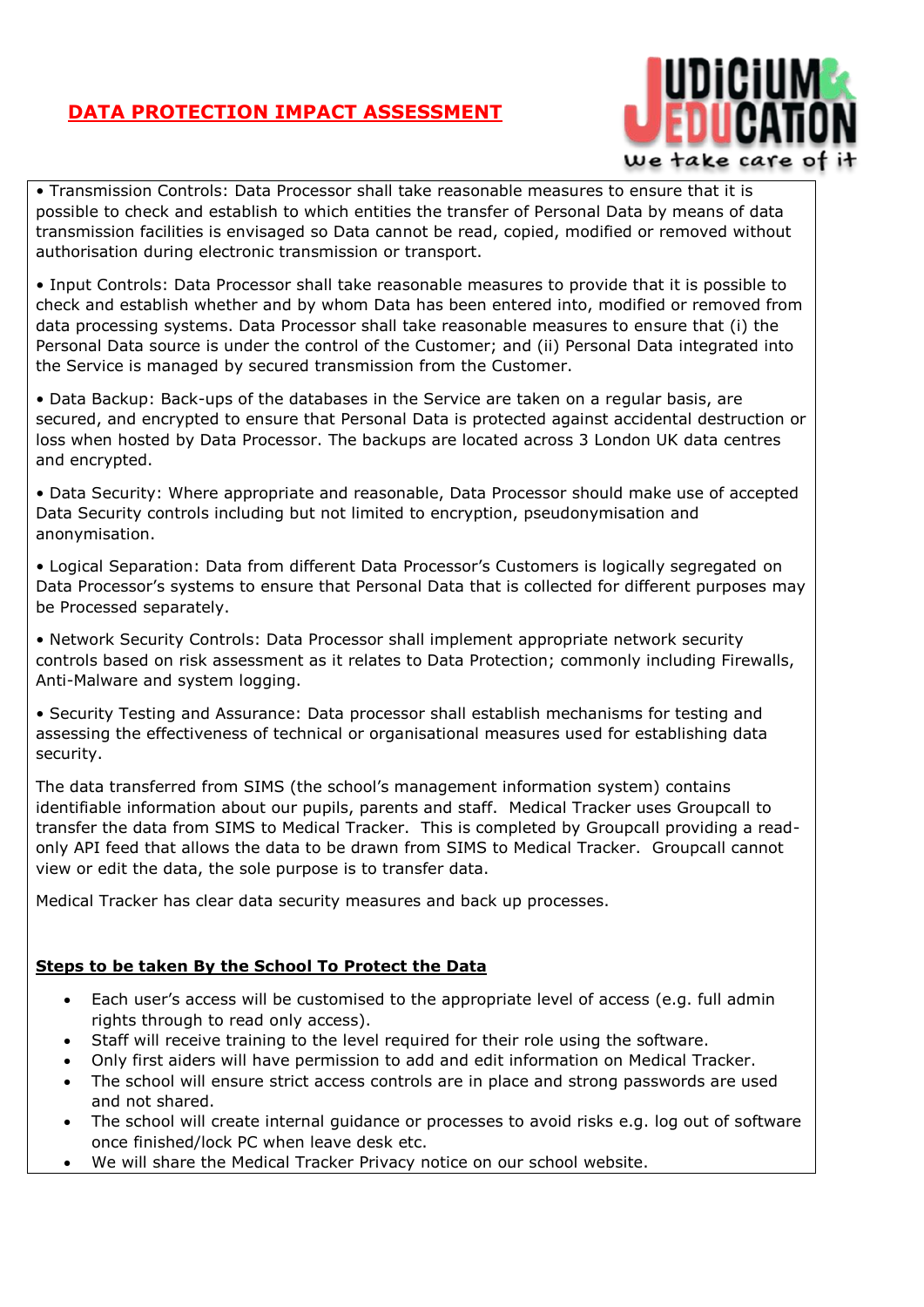• Transmission Controls: Data Processor shall take reasonable measures to ensure that it is possible to check and establish to which entities the transfer of Personal Data by means of data transmission facilities is envisaged so Data cannot be read, copied, modified or removed without authorisation during electronic transmission or transport.

• Input Controls: Data Processor shall take reasonable measures to provide that it is possible to check and establish whether and by whom Data has been entered into, modified or removed from data processing systems. Data Processor shall take reasonable measures to ensure that (i) the Personal Data source is under the control of the Customer; and (ii) Personal Data integrated into the Service is managed by secured transmission from the Customer.

• Data Backup: Back-ups of the databases in the Service are taken on a regular basis, are secured, and encrypted to ensure that Personal Data is protected against accidental destruction or loss when hosted by Data Processor. The backups are located across 3 London UK data centres and encrypted.

• Data Security: Where appropriate and reasonable, Data Processor should make use of accepted Data Security controls including but not limited to encryption, pseudonymisation and anonymisation.

• Logical Separation: Data from different Data Processor's Customers is logically segregated on Data Processor's systems to ensure that Personal Data that is collected for different purposes may be Processed separately.

• Network Security Controls: Data Processor shall implement appropriate network security controls based on risk assessment as it relates to Data Protection; commonly including Firewalls, Anti-Malware and system logging.

• Security Testing and Assurance: Data processor shall establish mechanisms for testing and assessing the effectiveness of technical or organisational measures used for establishing data security.

The data transferred from SIMS (the school's management information system) contains identifiable information about our pupils, parents and staff. Medical Tracker uses Groupcall to transfer the data from SIMS to Medical Tracker. This is completed by Groupcall providing a read-only API feed that allows the data to be drawn from SIMS to Medical Tracker. Groupcall cannot view or edit the data, the sole purpose is to transfer data.

Medical Tracker has clear data security measures and back up processes.

**Steps to be taken By the School To Protect the Data**

- Each user's access will be customised to the appropriate level of access (e.g. full admin rights through to read only access).
- Staff will receive training to the level required for their role using the software.
- Only first aiders will have permission to add and edit information on Medical Tracker.
- The school will ensure strict access controls are in place and strong passwords are used and not shared.
- The school will create internal guidance or processes to avoid risks e.g. log out of software once finished/lock PC when leave desk etc.
- We will share the Medical Tracker Privacy notice on our school website.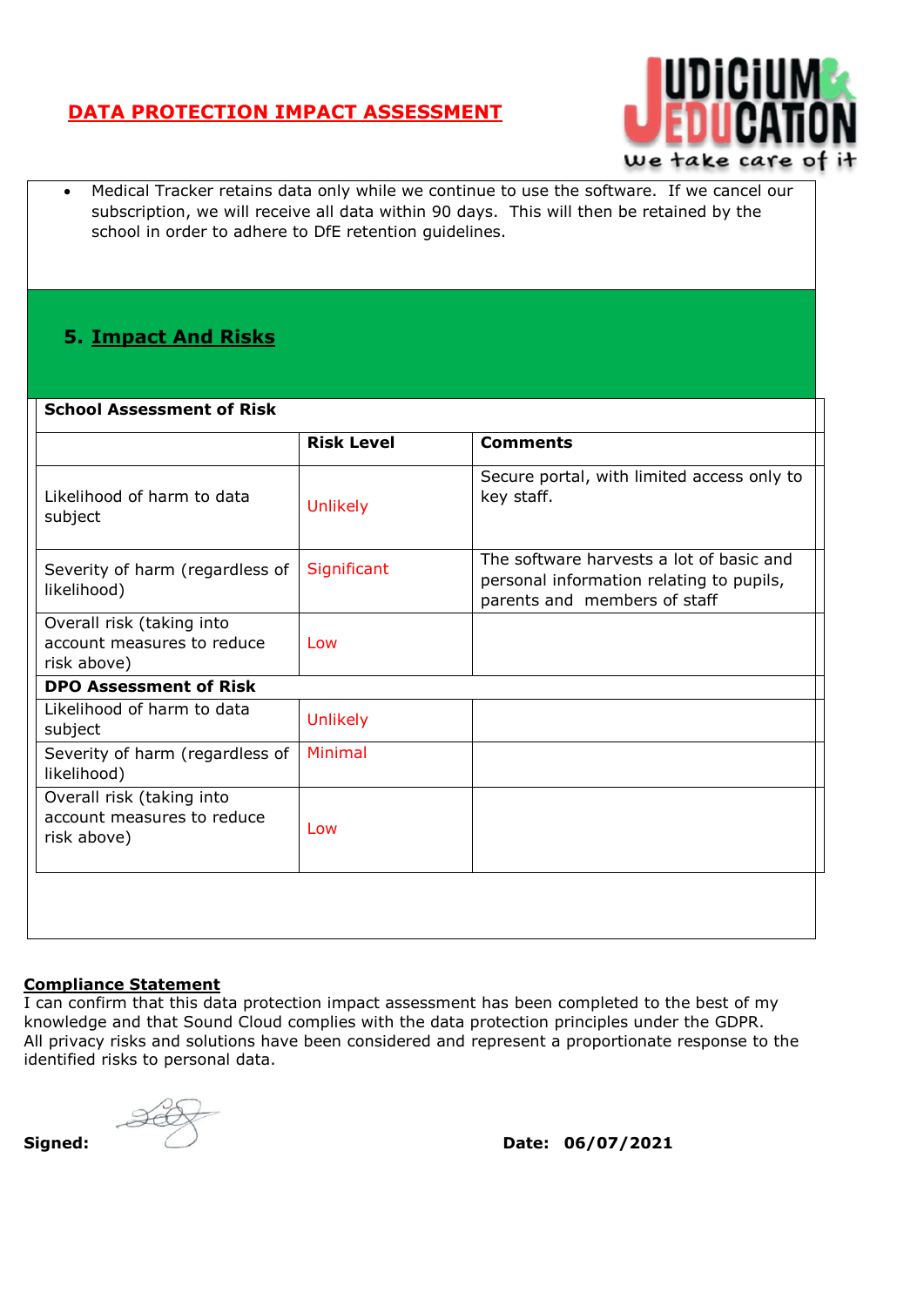# DATA PROTECTION IMPACT ASSESSMENT

- Medical Tracker retains data only while we continue to use the software. If we cancel our subscription, we will receive all data within 90 days. This will then be retained by the school in order to adhere to DfE retention guidelines.

## 5. Impact And Risks

| **School Assessment of Risk** | | |
|---|---|---|
| | **Risk Level** | **Comments** |
| Likelihood of harm to data subject | Unlikely | Secure portal, with limited access only to key staff. |
| Severity of harm (regardless of likelihood) | Significant | The software harvests a lot of basic and personal information relating to pupils, parents and members of staff |
| Overall risk (taking into account measures to reduce risk above) | Low | |
| **DPO Assessment of Risk** | | |
| Likelihood of harm to data subject | Unlikely | |
| Severity of harm (regardless of likelihood) | Minimal | |
| Overall risk (taking into account measures to reduce risk above) | Low | |

**Compliance Statement**

I can confirm that this data protection impact assessment has been completed to the best of my knowledge and that Sound Cloud complies with the data protection principles under the GDPR.
All privacy risks and solutions have been considered and represent a proportionate response to the identified risks to personal data.

**Signed:** **Date: 06/07/2021**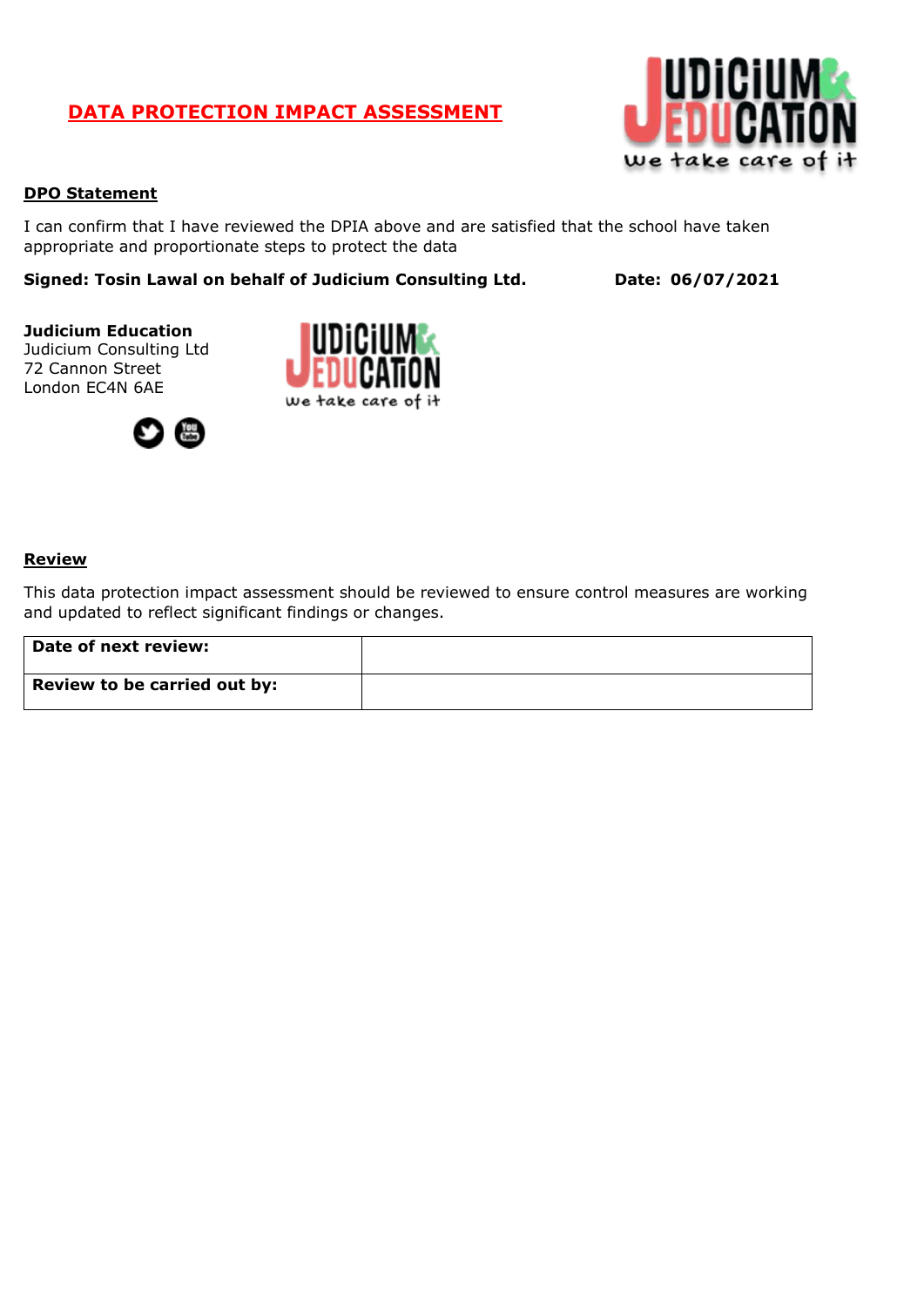# DATA PROTECTION IMPACT ASSESSMENT

## DPO Statement

I can confirm that I have reviewed the DPIA above and are satisfied that the school have taken appropriate and proportionate steps to protect the data

**Signed: Tosin Lawal on behalf of Judicium Consulting Ltd.** **Date: 06/07/2021**

**Judicium Education**
Judicium Consulting Ltd
72 Cannon Street
London EC4N 6AE

## Review

This data protection impact assessment should be reviewed to ensure control measures are working and updated to reflect significant findings or changes.

| | |
|---|---|
| **Date of next review:** | |
| **Review to be carried out by:** | |